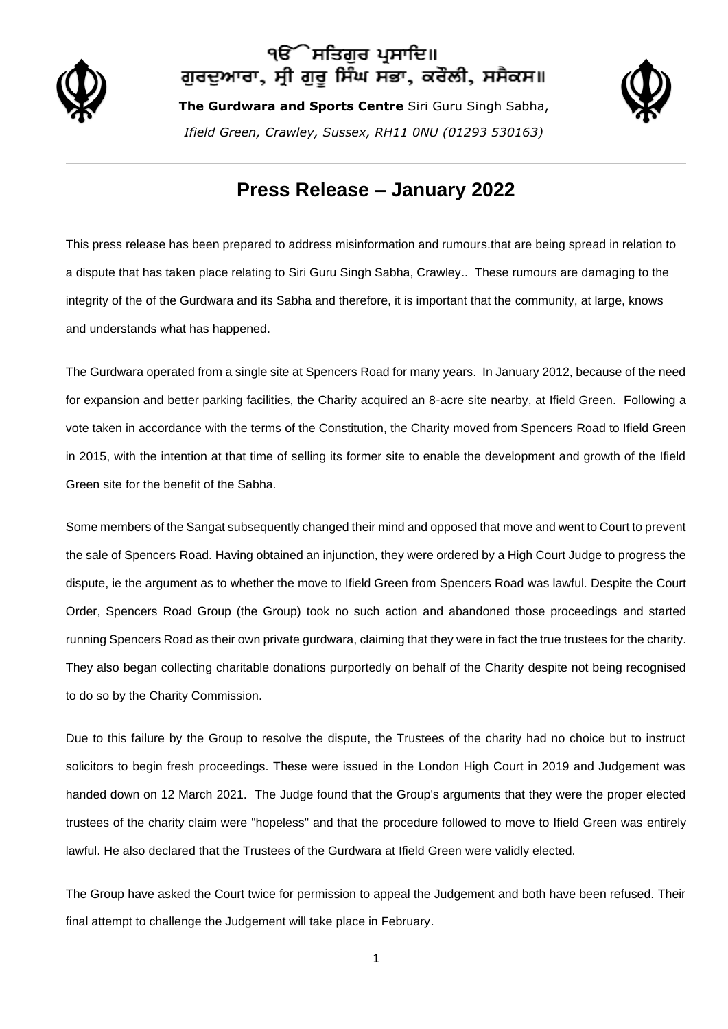ੴ ਸਤਿਗੁਰ ਪ੍ਰਸਾਦਿ॥
ਗੁਰਦੁਆਰਾ, ਸ੍ਰੀ ਗੁਰੂ ਸਿੰਘ ਸਭਾ, ਕਰੌਲੀ, ਸਸੈਕਸ॥

**The Gurdwara and Sports Centre** Siri Guru Singh Sabha,

*Ifield Green, Crawley, Sussex, RH11 0NU (01293 530163)*

# Press Release – January 2022

This press release has been prepared to address misinformation and rumours.that are being spread in relation to a dispute that has taken place relating to Siri Guru Singh Sabha, Crawley.. These rumours are damaging to the integrity of the of the Gurdwara and its Sabha and therefore, it is important that the community, at large, knows and understands what has happened.

The Gurdwara operated from a single site at Spencers Road for many years. In January 2012, because of the need for expansion and better parking facilities, the Charity acquired an 8-acre site nearby, at Ifield Green. Following a vote taken in accordance with the terms of the Constitution, the Charity moved from Spencers Road to Ifield Green in 2015, with the intention at that time of selling its former site to enable the development and growth of the Ifield Green site for the benefit of the Sabha.

Some members of the Sangat subsequently changed their mind and opposed that move and went to Court to prevent the sale of Spencers Road. Having obtained an injunction, they were ordered by a High Court Judge to progress the dispute, ie the argument as to whether the move to Ifield Green from Spencers Road was lawful. Despite the Court Order, Spencers Road Group (the Group) took no such action and abandoned those proceedings and started running Spencers Road as their own private gurdwara, claiming that they were in fact the true trustees for the charity. They also began collecting charitable donations purportedly on behalf of the Charity despite not being recognised to do so by the Charity Commission.

Due to this failure by the Group to resolve the dispute, the Trustees of the charity had no choice but to instruct solicitors to begin fresh proceedings. These were issued in the London High Court in 2019 and Judgement was handed down on 12 March 2021. The Judge found that the Group's arguments that they were the proper elected trustees of the charity claim were "hopeless" and that the procedure followed to move to Ifield Green was entirely lawful. He also declared that the Trustees of the Gurdwara at Ifield Green were validly elected.

The Group have asked the Court twice for permission to appeal the Judgement and both have been refused. Their final attempt to challenge the Judgement will take place in February.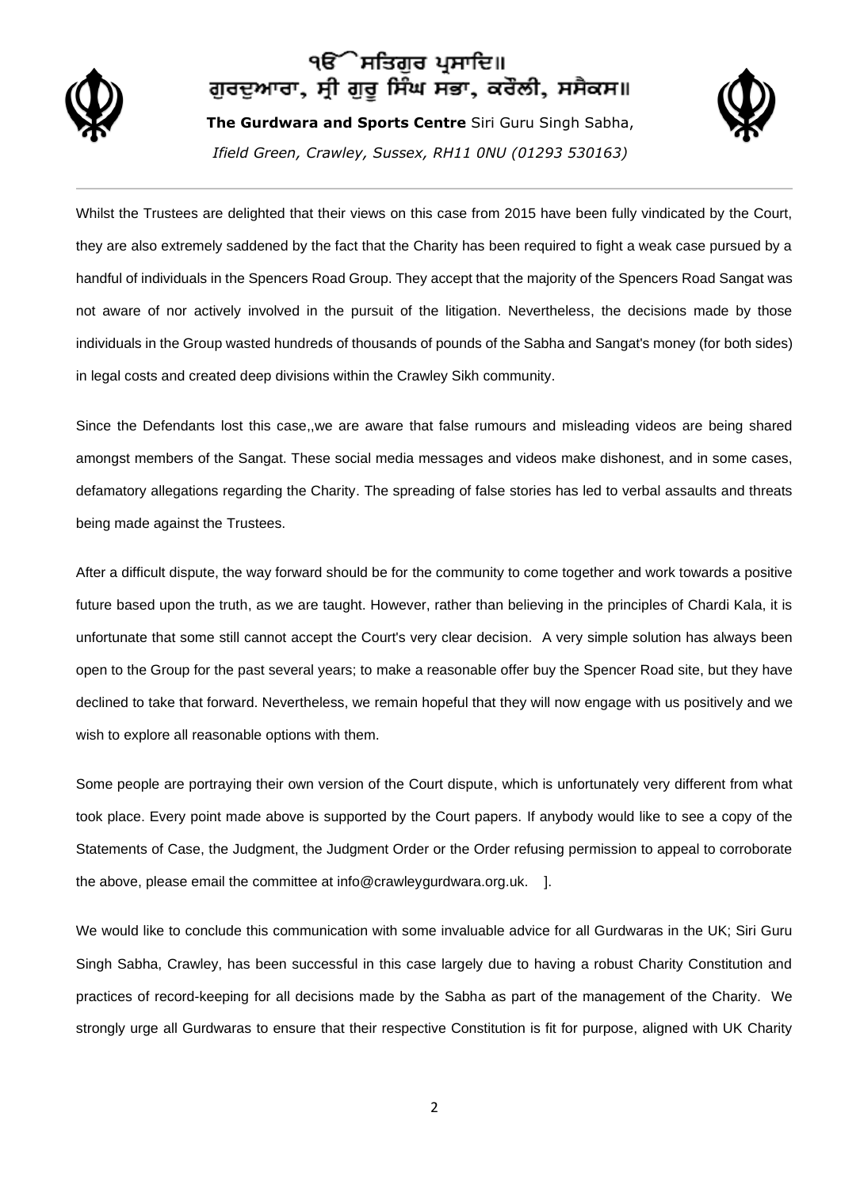Whilst the Trustees are delighted that their views on this case from 2015 have been fully vindicated by the Court, they are also extremely saddened by the fact that the Charity has been required to fight a weak case pursued by a handful of individuals in the Spencers Road Group. They accept that the majority of the Spencers Road Sangat was not aware of nor actively involved in the pursuit of the litigation. Nevertheless, the decisions made by those individuals in the Group wasted hundreds of thousands of pounds of the Sabha and Sangat's money (for both sides) in legal costs and created deep divisions within the Crawley Sikh community.

Since the Defendants lost this case,,we are aware that false rumours and misleading videos are being shared amongst members of the Sangat. These social media messages and videos make dishonest, and in some cases, defamatory allegations regarding the Charity. The spreading of false stories has led to verbal assaults and threats being made against the Trustees.

After a difficult dispute, the way forward should be for the community to come together and work towards a positive future based upon the truth, as we are taught. However, rather than believing in the principles of Chardi Kala, it is unfortunate that some still cannot accept the Court's very clear decision. A very simple solution has always been open to the Group for the past several years; to make a reasonable offer buy the Spencer Road site, but they have declined to take that forward. Nevertheless, we remain hopeful that they will now engage with us positively and we wish to explore all reasonable options with them.

Some people are portraying their own version of the Court dispute, which is unfortunately very different from what took place. Every point made above is supported by the Court papers. If anybody would like to see a copy of the Statements of Case, the Judgment, the Judgment Order or the Order refusing permission to appeal to corroborate the above, please email the committee at info@crawleygurdwara.org.uk. ].

We would like to conclude this communication with some invaluable advice for all Gurdwaras in the UK; Siri Guru Singh Sabha, Crawley, has been successful in this case largely due to having a robust Charity Constitution and practices of record-keeping for all decisions made by the Sabha as part of the management of the Charity. We strongly urge all Gurdwaras to ensure that their respective Constitution is fit for purpose, aligned with UK Charity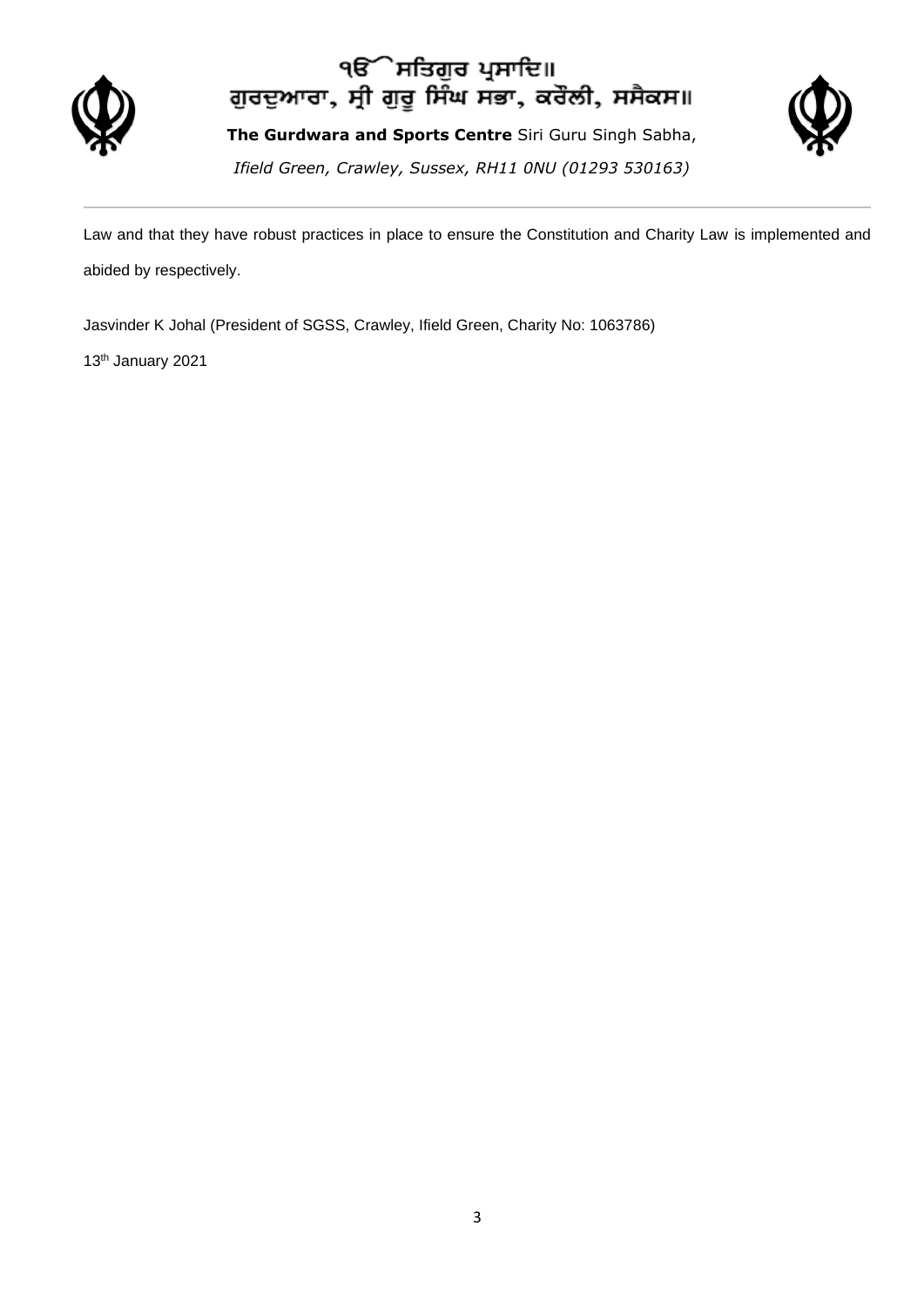Law and that they have robust practices in place to ensure the Constitution and Charity Law is implemented and abided by respectively.

Jasvinder K Johal (President of SGSS, Crawley, Ifield Green, Charity No: 1063786)

13th January 2021